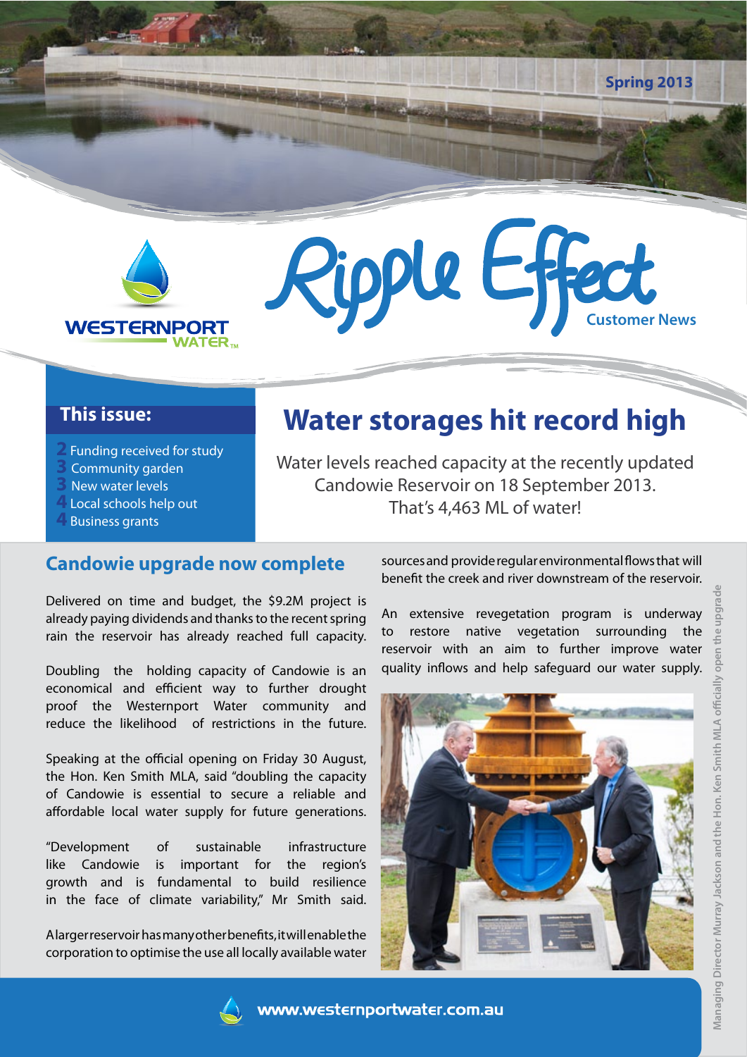Spring 2013

WESTERNPORT WATER

# Ripple Effect

Customer News

## This issue:

- 2 Funding received for study
- 3 Community garden
- 3 New water levels
- 4 Local schools help out
- 4 Business grants

# Water storages hit record high

Water levels reached capacity at the recently updated Candowie Reservoir on 18 September 2013. That's 4,463 ML of water!

## Candowie upgrade now complete

Delivered on time and budget, the $9.2M project is already paying dividends and thanks to the recent spring rain the reservoir has already reached full capacity.

Doubling the holding capacity of Candowie is an economical and efficient way to further drought proof the Westernport Water community and reduce the likelihood of restrictions in the future.

Speaking at the official opening on Friday 30 August, the Hon. Ken Smith MLA, said "doubling the capacity of Candowie is essential to secure a reliable and affordable local water supply for future generations.

"Development of sustainable infrastructure like Candowie is important for the region's growth and is fundamental to build resilience in the face of climate variability," Mr Smith said.

A larger reservoir has many other benefits, it will enable the corporation to optimise the use all locally available water sources and provide regular environmental flows that will benefit the creek and river downstream of the reservoir.

An extensive revegetation program is underway to restore native vegetation surrounding the reservoir with an aim to further improve water quality inflows and help safeguard our water supply.

Managing Director Murray Jackson and the Hon. Ken Smith MLA officially open the upgrade

www.westernportwater.com.au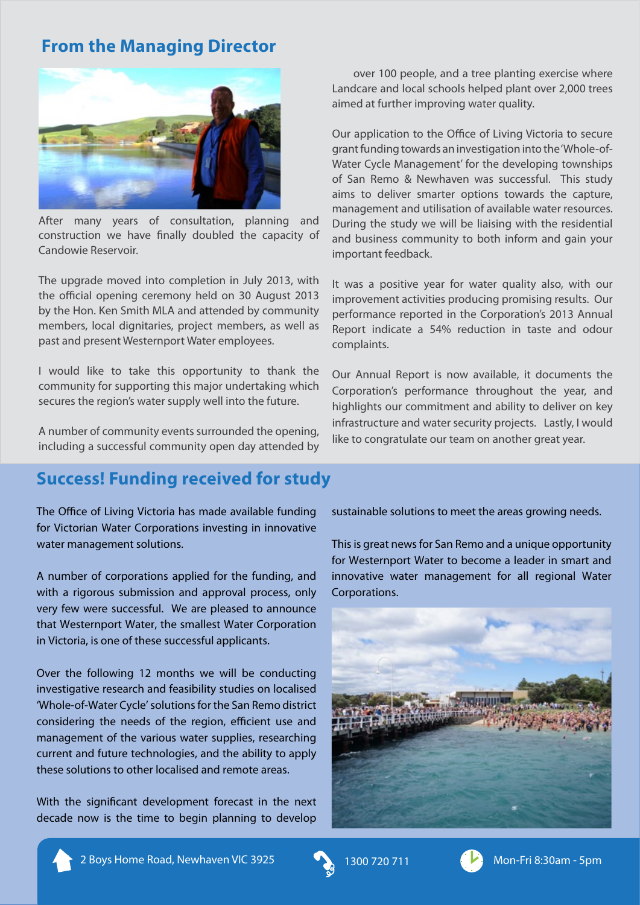## From the Managing Director

After many years of consultation, planning and construction we have finally doubled the capacity of Candowie Reservoir.

The upgrade moved into completion in July 2013, with the official opening ceremony held on 30 August 2013 by the Hon. Ken Smith MLA and attended by community members, local dignitaries, project members, as well as past and present Westernport Water employees.

I would like to take this opportunity to thank the community for supporting this major undertaking which secures the region's water supply well into the future.

A number of community events surrounded the opening, including a successful community open day attended by over 100 people, and a tree planting exercise where Landcare and local schools helped plant over 2,000 trees aimed at further improving water quality.

Our application to the Office of Living Victoria to secure grant funding towards an investigation into the 'Whole-of-Water Cycle Management' for the developing townships of San Remo & Newhaven was successful. This study aims to deliver smarter options towards the capture, management and utilisation of available water resources. During the study we will be liaising with the residential and business community to both inform and gain your important feedback.

It was a positive year for water quality also, with our improvement activities producing promising results. Our performance reported in the Corporation's 2013 Annual Report indicate a 54% reduction in taste and odour complaints.

Our Annual Report is now available, it documents the Corporation's performance throughout the year, and highlights our commitment and ability to deliver on key infrastructure and water security projects. Lastly, I would like to congratulate our team on another great year.

## Success! Funding received for study

The Office of Living Victoria has made available funding for Victorian Water Corporations investing in innovative water management solutions.

A number of corporations applied for the funding, and with a rigorous submission and approval process, only very few were successful. We are pleased to announce that Westernport Water, the smallest Water Corporation in Victoria, is one of these successful applicants.

Over the following 12 months we will be conducting investigative research and feasibility studies on localised 'Whole-of-Water Cycle' solutions for the San Remo district considering the needs of the region, efficient use and management of the various water supplies, researching current and future technologies, and the ability to apply these solutions to other localised and remote areas.

With the significant development forecast in the next decade now is the time to begin planning to develop sustainable solutions to meet the areas growing needs.

This is great news for San Remo and a unique opportunity for Westernport Water to become a leader in smart and innovative water management for all regional Water Corporations.

2 Boys Home Road, Newhaven VIC 3925 | 1300 720 711 | Mon-Fri 8:30am - 5pm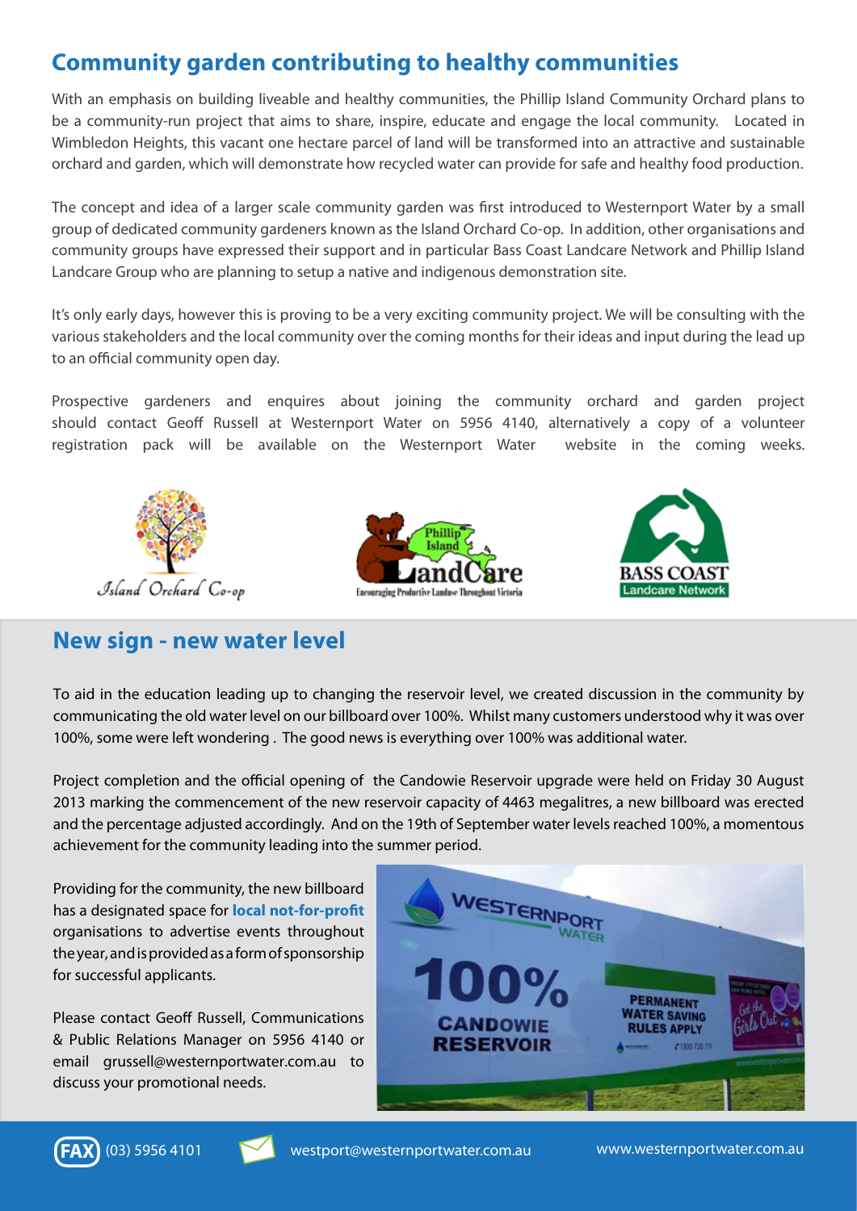## Community garden contributing to healthy communities

With an emphasis on building liveable and healthy communities, the Phillip Island Community Orchard plans to be a community-run project that aims to share, inspire, educate and engage the local community. Located in Wimbledon Heights, this vacant one hectare parcel of land will be transformed into an attractive and sustainable orchard and garden, which will demonstrate how recycled water can provide for safe and healthy food production.

The concept and idea of a larger scale community garden was first introduced to Westernport Water by a small group of dedicated community gardeners known as the Island Orchard Co-op. In addition, other organisations and community groups have expressed their support and in particular Bass Coast Landcare Network and Phillip Island Landcare Group who are planning to setup a native and indigenous demonstration site.

It's only early days, however this is proving to be a very exciting community project. We will be consulting with the various stakeholders and the local community over the coming months for their ideas and input during the lead up to an official community open day.

Prospective gardeners and enquires about joining the community orchard and garden project should contact Geoff Russell at Westernport Water on 5956 4140, alternatively a copy of a volunteer registration pack will be available on the Westernport Water website in the coming weeks.

Island Orchard Co-op

Phillip Island LandCare — Encouraging Productive Landuse Throughout Victoria

BASS COAST Landcare Network

## New sign - new water level

To aid in the education leading up to changing the reservoir level, we created discussion in the community by communicating the old water level on our billboard over 100%. Whilst many customers understood why it was over 100%, some were left wondering . The good news is everything over 100% was additional water.

Project completion and the official opening of the Candowie Reservoir upgrade were held on Friday 30 August 2013 marking the commencement of the new reservoir capacity of 4463 megalitres, a new billboard was erected and the percentage adjusted accordingly. And on the 19th of September water levels reached 100%, a momentous achievement for the community leading into the summer period.

Providing for the community, the new billboard has a designated space for **local not-for-profit** organisations to advertise events throughout the year, and is provided as a form of sponsorship for successful applicants.

Please contact Geoff Russell, Communications & Public Relations Manager on 5956 4140 or email grussell@westernportwater.com.au to discuss your promotional needs.

FAX (03) 5956 4101 westport@westernportwater.com.au www.westernportwater.com.au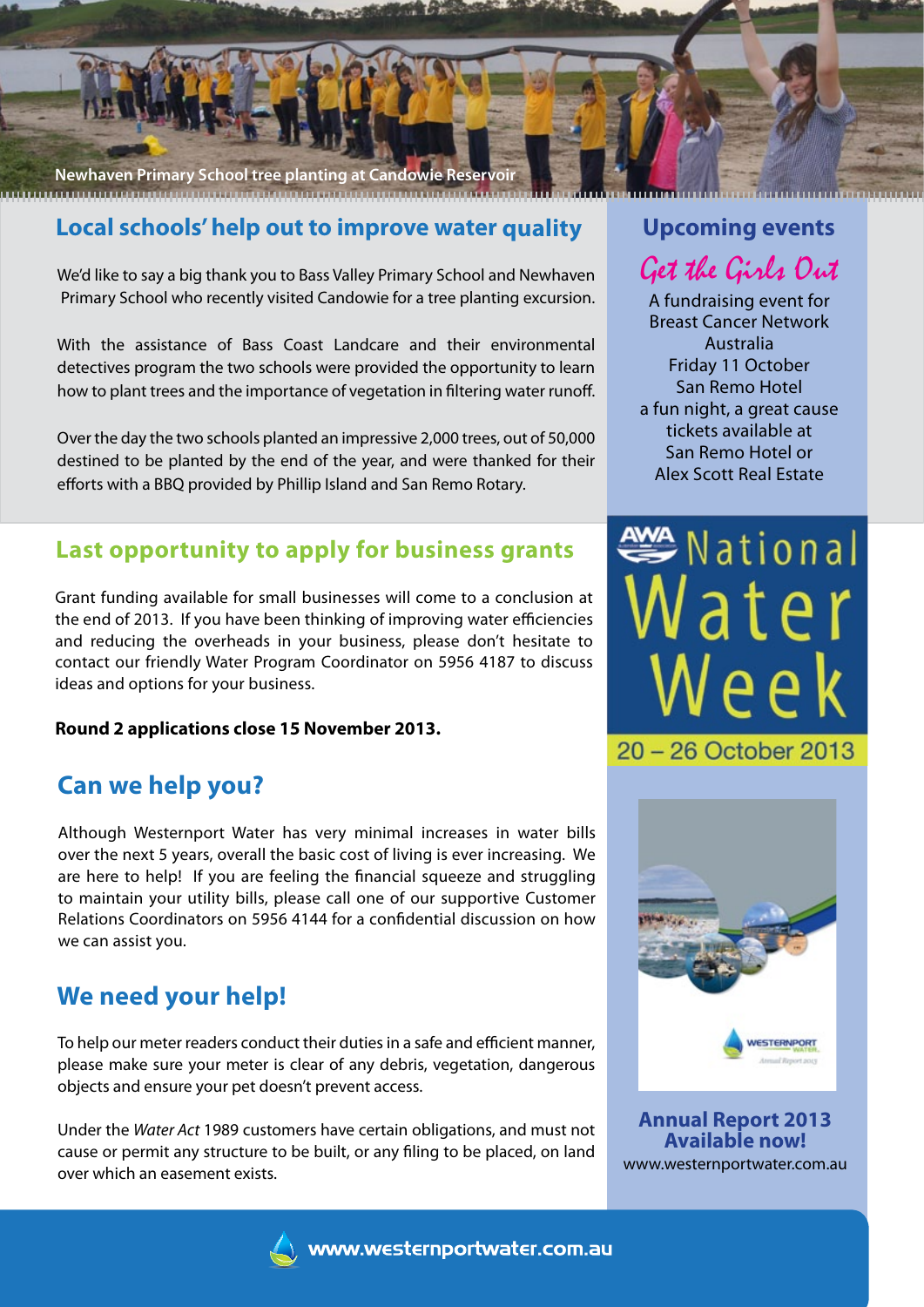Newhaven Primary School tree planting at Candowie Reservoir

## Local schools' help out to improve water quality

We'd like to say a big thank you to Bass Valley Primary School and Newhaven Primary School who recently visited Candowie for a tree planting excursion.

With the assistance of Bass Coast Landcare and their environmental detectives program the two schools were provided the opportunity to learn how to plant trees and the importance of vegetation in filtering water runoff.

Over the day the two schools planted an impressive 2,000 trees, out of 50,000 destined to be planted by the end of the year, and were thanked for their efforts with a BBQ provided by Phillip Island and San Remo Rotary.

## Upcoming events

### Get the Girls Out

A fundraising event for Breast Cancer Network Australia
Friday 11 October
San Remo Hotel
a fun night, a great cause
tickets available at San Remo Hotel or Alex Scott Real Estate

## Last opportunity to apply for business grants

Grant funding available for small businesses will come to a conclusion at the end of 2013. If you have been thinking of improving water efficiencies and reducing the overheads in your business, please don't hesitate to contact our friendly Water Program Coordinator on 5956 4187 to discuss ideas and options for your business.

**Round 2 applications close 15 November 2013.**

AWA National Water Week

20 – 26 October 2013

## Can we help you?

Although Westernport Water has very minimal increases in water bills over the next 5 years, overall the basic cost of living is ever increasing. We are here to help! If you are feeling the financial squeeze and struggling to maintain your utility bills, please call one of our supportive Customer Relations Coordinators on 5956 4144 for a confidential discussion on how we can assist you.

## We need your help!

To help our meter readers conduct their duties in a safe and efficient manner, please make sure your meter is clear of any debris, vegetation, dangerous objects and ensure your pet doesn't prevent access.

Under the *Water Act* 1989 customers have certain obligations, and must not cause or permit any structure to be built, or any filing to be placed, on land over which an easement exists.

**Annual Report 2013 Available now!**

www.westernportwater.com.au

**www.westernportwater.com.au**